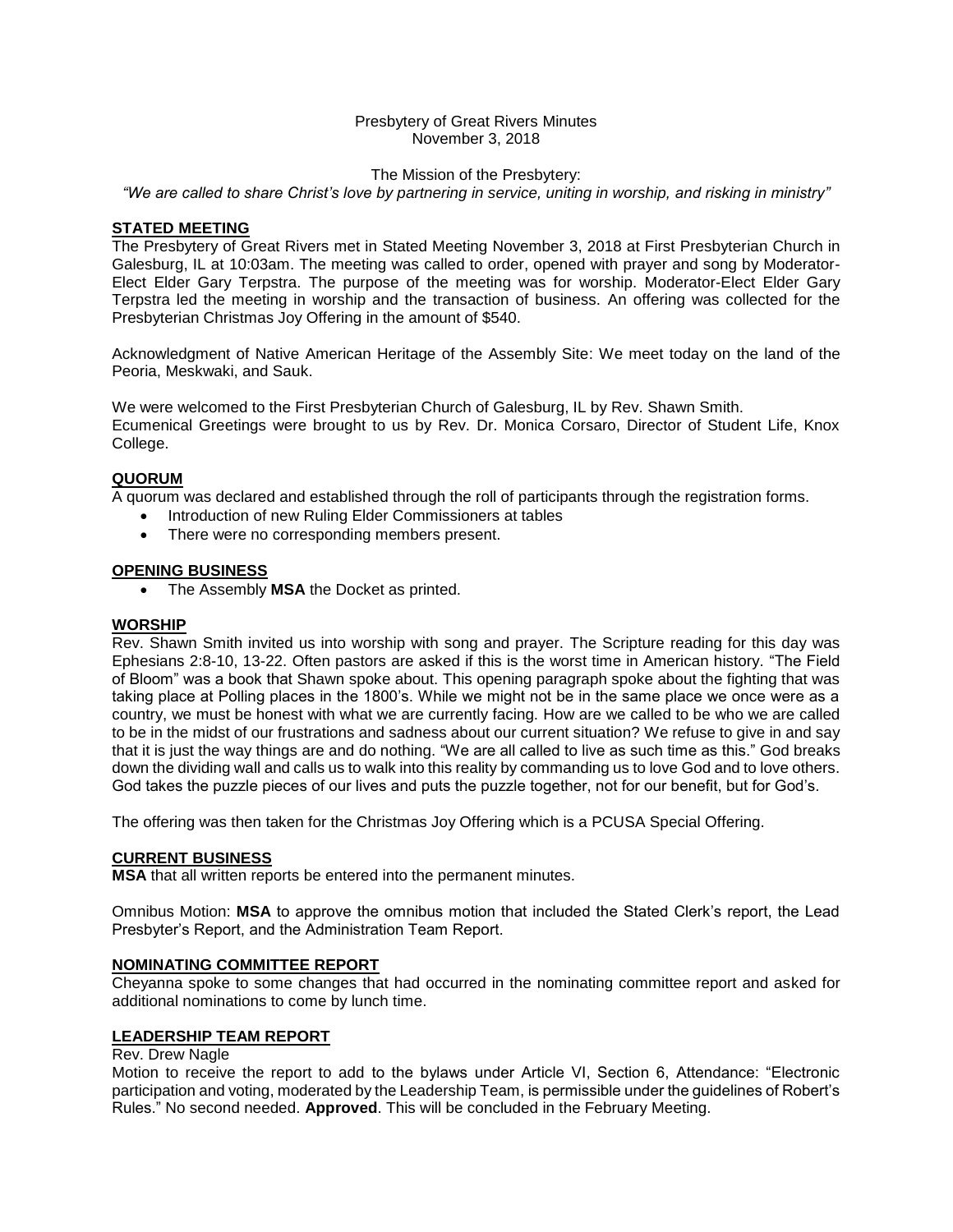Presbytery of Great Rivers Minutes
November 3, 2018

The Mission of the Presbytery:
*"We are called to share Christ's love by partnering in service, uniting in worship, and risking in ministry"*

## STATED MEETING

The Presbytery of Great Rivers met in Stated Meeting November 3, 2018 at First Presbyterian Church in Galesburg, IL at 10:03am. The meeting was called to order, opened with prayer and song by Moderator-Elect Elder Gary Terpstra. The purpose of the meeting was for worship. Moderator-Elect Elder Gary Terpstra led the meeting in worship and the transaction of business. An offering was collected for the Presbyterian Christmas Joy Offering in the amount of $540.

Acknowledgment of Native American Heritage of the Assembly Site: We meet today on the land of the Peoria, Meskwaki, and Sauk.

We were welcomed to the First Presbyterian Church of Galesburg, IL by Rev. Shawn Smith.
Ecumenical Greetings were brought to us by Rev. Dr. Monica Corsaro, Director of Student Life, Knox College.

## QUORUM

A quorum was declared and established through the roll of participants through the registration forms.

- Introduction of new Ruling Elder Commissioners at tables
- There were no corresponding members present.

## OPENING BUSINESS

- The Assembly **MSA** the Docket as printed.

## WORSHIP

Rev. Shawn Smith invited us into worship with song and prayer. The Scripture reading for this day was Ephesians 2:8-10, 13-22. Often pastors are asked if this is the worst time in American history. "The Field of Bloom" was a book that Shawn spoke about. This opening paragraph spoke about the fighting that was taking place at Polling places in the 1800's. While we might not be in the same place we once were as a country, we must be honest with what we are currently facing. How are we called to be who we are called to be in the midst of our frustrations and sadness about our current situation? We refuse to give in and say that it is just the way things are and do nothing. "We are all called to live as such time as this." God breaks down the dividing wall and calls us to walk into this reality by commanding us to love God and to love others. God takes the puzzle pieces of our lives and puts the puzzle together, not for our benefit, but for God's.

The offering was then taken for the Christmas Joy Offering which is a PCUSA Special Offering.

## CURRENT BUSINESS

**MSA** that all written reports be entered into the permanent minutes.

Omnibus Motion: **MSA** to approve the omnibus motion that included the Stated Clerk's report, the Lead Presbyter's Report, and the Administration Team Report.

## NOMINATING COMMITTEE REPORT

Cheyanna spoke to some changes that had occurred in the nominating committee report and asked for additional nominations to come by lunch time.

## LEADERSHIP TEAM REPORT

Rev. Drew Nagle
Motion to receive the report to add to the bylaws under Article VI, Section 6, Attendance: "Electronic participation and voting, moderated by the Leadership Team, is permissible under the guidelines of Robert's Rules." No second needed. **Approved**. This will be concluded in the February Meeting.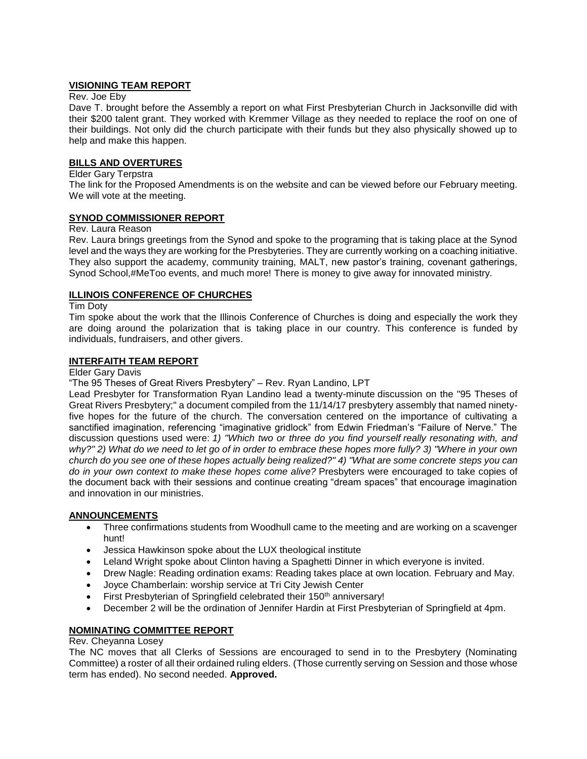## VISIONING TEAM REPORT

Rev. Joe Eby

Dave T. brought before the Assembly a report on what First Presbyterian Church in Jacksonville did with their $200 talent grant. They worked with Kremmer Village as they needed to replace the roof on one of their buildings. Not only did the church participate with their funds but they also physically showed up to help and make this happen.

## BILLS AND OVERTURES

Elder Gary Terpstra

The link for the Proposed Amendments is on the website and can be viewed before our February meeting. We will vote at the meeting.

## SYNOD COMMISSIONER REPORT

Rev. Laura Reason

Rev. Laura brings greetings from the Synod and spoke to the programing that is taking place at the Synod level and the ways they are working for the Presbyteries. They are currently working on a coaching initiative. They also support the academy, community training, MALT, new pastor's training, covenant gatherings, Synod School,#MeToo events, and much more! There is money to give away for innovated ministry.

## ILLINOIS CONFERENCE OF CHURCHES

Tim Doty

Tim spoke about the work that the Illinois Conference of Churches is doing and especially the work they are doing around the polarization that is taking place in our country. This conference is funded by individuals, fundraisers, and other givers.

## INTERFAITH TEAM REPORT

Elder Gary Davis

"The 95 Theses of Great Rivers Presbytery" – Rev. Ryan Landino, LPT

Lead Presbyter for Transformation Ryan Landino lead a twenty-minute discussion on the "95 Theses of Great Rivers Presbytery;" a document compiled from the 11/14/17 presbytery assembly that named ninety-five hopes for the future of the church. The conversation centered on the importance of cultivating a sanctified imagination, referencing "imaginative gridlock" from Edwin Friedman's "Failure of Nerve." The discussion questions used were: *1) "Which two or three do you find yourself really resonating with, and why?" 2) What do we need to let go of in order to embrace these hopes more fully? 3) "Where in your own church do you see one of these hopes actually being realized?" 4) "What are some concrete steps you can do in your own context to make these hopes come alive?* Presbyters were encouraged to take copies of the document back with their sessions and continue creating "dream spaces" that encourage imagination and innovation in our ministries.

## ANNOUNCEMENTS

- Three confirmations students from Woodhull came to the meeting and are working on a scavenger hunt!
- Jessica Hawkinson spoke about the LUX theological institute
- Leland Wright spoke about Clinton having a Spaghetti Dinner in which everyone is invited.
- Drew Nagle: Reading ordination exams: Reading takes place at own location. February and May.
- Joyce Chamberlain: worship service at Tri City Jewish Center
- First Presbyterian of Springfield celebrated their 150th anniversary!
- December 2 will be the ordination of Jennifer Hardin at First Presbyterian of Springfield at 4pm.

## NOMINATING COMMITTEE REPORT

Rev. Cheyanna Losey

The NC moves that all Clerks of Sessions are encouraged to send in to the Presbytery (Nominating Committee) a roster of all their ordained ruling elders. (Those currently serving on Session and those whose term has ended). No second needed. **Approved.**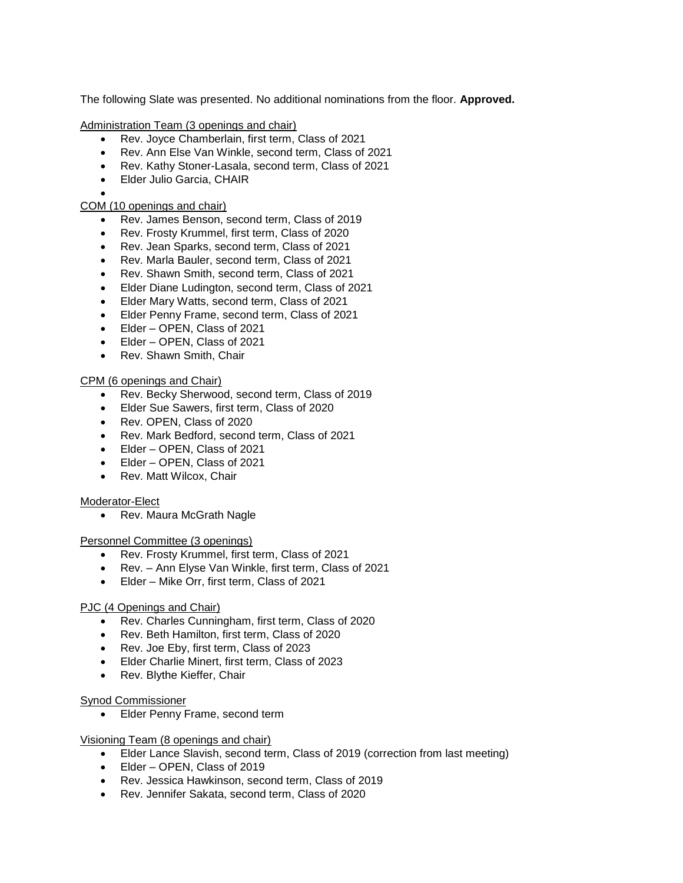The following Slate was presented. No additional nominations from the floor. **Approved.**

Administration Team (3 openings and chair)

- Rev. Joyce Chamberlain, first term, Class of 2021
- Rev. Ann Else Van Winkle, second term, Class of 2021
- Rev. Kathy Stoner-Lasala, second term, Class of 2021
- Elder Julio Garcia, CHAIR

COM (10 openings and chair)

- Rev. James Benson, second term, Class of 2019
- Rev. Frosty Krummel, first term, Class of 2020
- Rev. Jean Sparks, second term, Class of 2021
- Rev. Marla Bauler, second term, Class of 2021
- Rev. Shawn Smith, second term, Class of 2021
- Elder Diane Ludington, second term, Class of 2021
- Elder Mary Watts, second term, Class of 2021
- Elder Penny Frame, second term, Class of 2021
- Elder – OPEN, Class of 2021
- Elder – OPEN, Class of 2021
- Rev. Shawn Smith, Chair

CPM (6 openings and Chair)

- Rev. Becky Sherwood, second term, Class of 2019
- Elder Sue Sawers, first term, Class of 2020
- Rev. OPEN, Class of 2020
- Rev. Mark Bedford, second term, Class of 2021
- Elder – OPEN, Class of 2021
- Elder – OPEN, Class of 2021
- Rev. Matt Wilcox, Chair

Moderator-Elect

- Rev. Maura McGrath Nagle

Personnel Committee (3 openings)

- Rev. Frosty Krummel, first term, Class of 2021
- Rev. – Ann Elyse Van Winkle, first term, Class of 2021
- Elder – Mike Orr, first term, Class of 2021

PJC (4 Openings and Chair)

- Rev. Charles Cunningham, first term, Class of 2020
- Rev. Beth Hamilton, first term, Class of 2020
- Rev. Joe Eby, first term, Class of 2023
- Elder Charlie Minert, first term, Class of 2023
- Rev. Blythe Kieffer, Chair

Synod Commissioner

- Elder Penny Frame, second term

Visioning Team (8 openings and chair)

- Elder Lance Slavish, second term, Class of 2019 (correction from last meeting)
- Elder – OPEN, Class of 2019
- Rev. Jessica Hawkinson, second term, Class of 2019
- Rev. Jennifer Sakata, second term, Class of 2020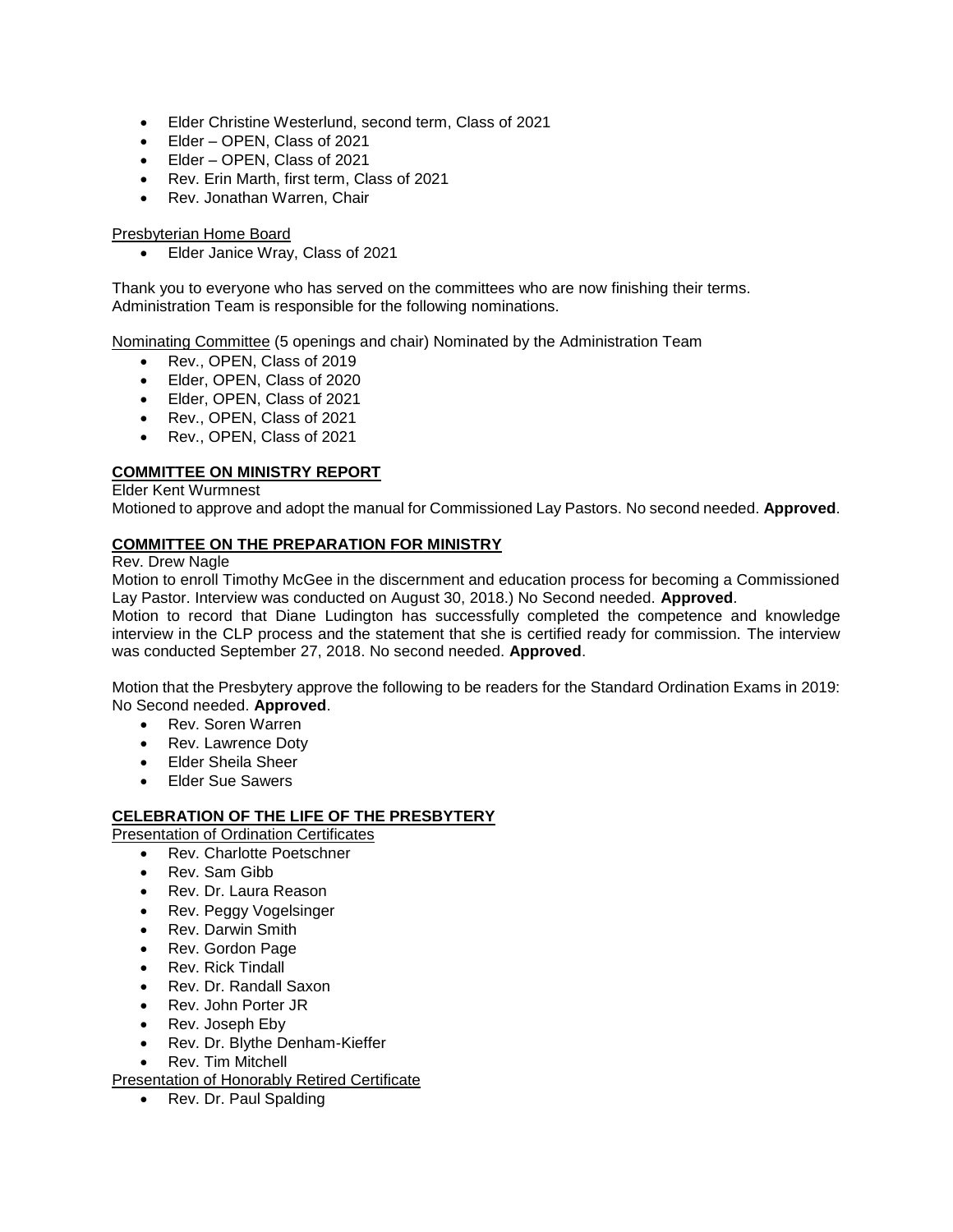- Elder Christine Westerlund, second term, Class of 2021
- Elder – OPEN, Class of 2021
- Elder – OPEN, Class of 2021
- Rev. Erin Marth, first term, Class of 2021
- Rev. Jonathan Warren, Chair

Presbyterian Home Board

- Elder Janice Wray, Class of 2021

Thank you to everyone who has served on the committees who are now finishing their terms.
Administration Team is responsible for the following nominations.

Nominating Committee (5 openings and chair) Nominated by the Administration Team

- Rev., OPEN, Class of 2019
- Elder, OPEN, Class of 2020
- Elder, OPEN, Class of 2021
- Rev., OPEN, Class of 2021
- Rev., OPEN, Class of 2021

## COMMITTEE ON MINISTRY REPORT

Elder Kent Wurmnest
Motioned to approve and adopt the manual for Commissioned Lay Pastors. No second needed. **Approved**.

## COMMITTEE ON THE PREPARATION FOR MINISTRY

Rev. Drew Nagle
Motion to enroll Timothy McGee in the discernment and education process for becoming a Commissioned Lay Pastor. Interview was conducted on August 30, 2018.) No Second needed. **Approved**.
Motion to record that Diane Ludington has successfully completed the competence and knowledge interview in the CLP process and the statement that she is certified ready for commission. The interview was conducted September 27, 2018. No second needed. **Approved**.

Motion that the Presbytery approve the following to be readers for the Standard Ordination Exams in 2019: No Second needed. **Approved**.

- Rev. Soren Warren
- Rev. Lawrence Doty
- Elder Sheila Sheer
- Elder Sue Sawers

## CELEBRATION OF THE LIFE OF THE PRESBYTERY

Presentation of Ordination Certificates

- Rev. Charlotte Poetschner
- Rev. Sam Gibb
- Rev. Dr. Laura Reason
- Rev. Peggy Vogelsinger
- Rev. Darwin Smith
- Rev. Gordon Page
- Rev. Rick Tindall
- Rev. Dr. Randall Saxon
- Rev. John Porter JR
- Rev. Joseph Eby
- Rev. Dr. Blythe Denham-Kieffer
- Rev. Tim Mitchell

Presentation of Honorably Retired Certificate

- Rev. Dr. Paul Spalding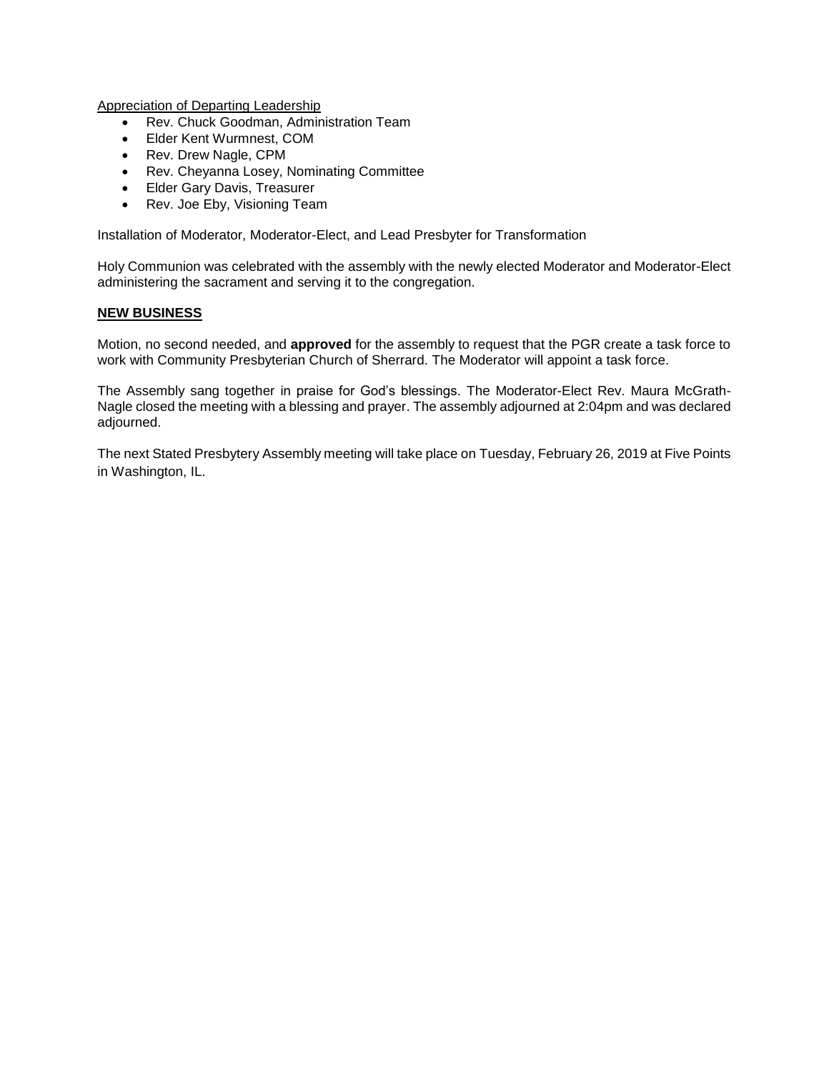Appreciation of Departing Leadership

- Rev. Chuck Goodman, Administration Team
- Elder Kent Wurmnest, COM
- Rev. Drew Nagle, CPM
- Rev. Cheyanna Losey, Nominating Committee
- Elder Gary Davis, Treasurer
- Rev. Joe Eby, Visioning Team

Installation of Moderator, Moderator-Elect, and Lead Presbyter for Transformation

Holy Communion was celebrated with the assembly with the newly elected Moderator and Moderator-Elect administering the sacrament and serving it to the congregation.

**NEW BUSINESS**

Motion, no second needed, and **approved** for the assembly to request that the PGR create a task force to work with Community Presbyterian Church of Sherrard. The Moderator will appoint a task force.

The Assembly sang together in praise for God's blessings. The Moderator-Elect Rev. Maura McGrath-Nagle closed the meeting with a blessing and prayer. The assembly adjourned at 2:04pm and was declared adjourned.

The next Stated Presbytery Assembly meeting will take place on Tuesday, February 26, 2019 at Five Points in Washington, IL.